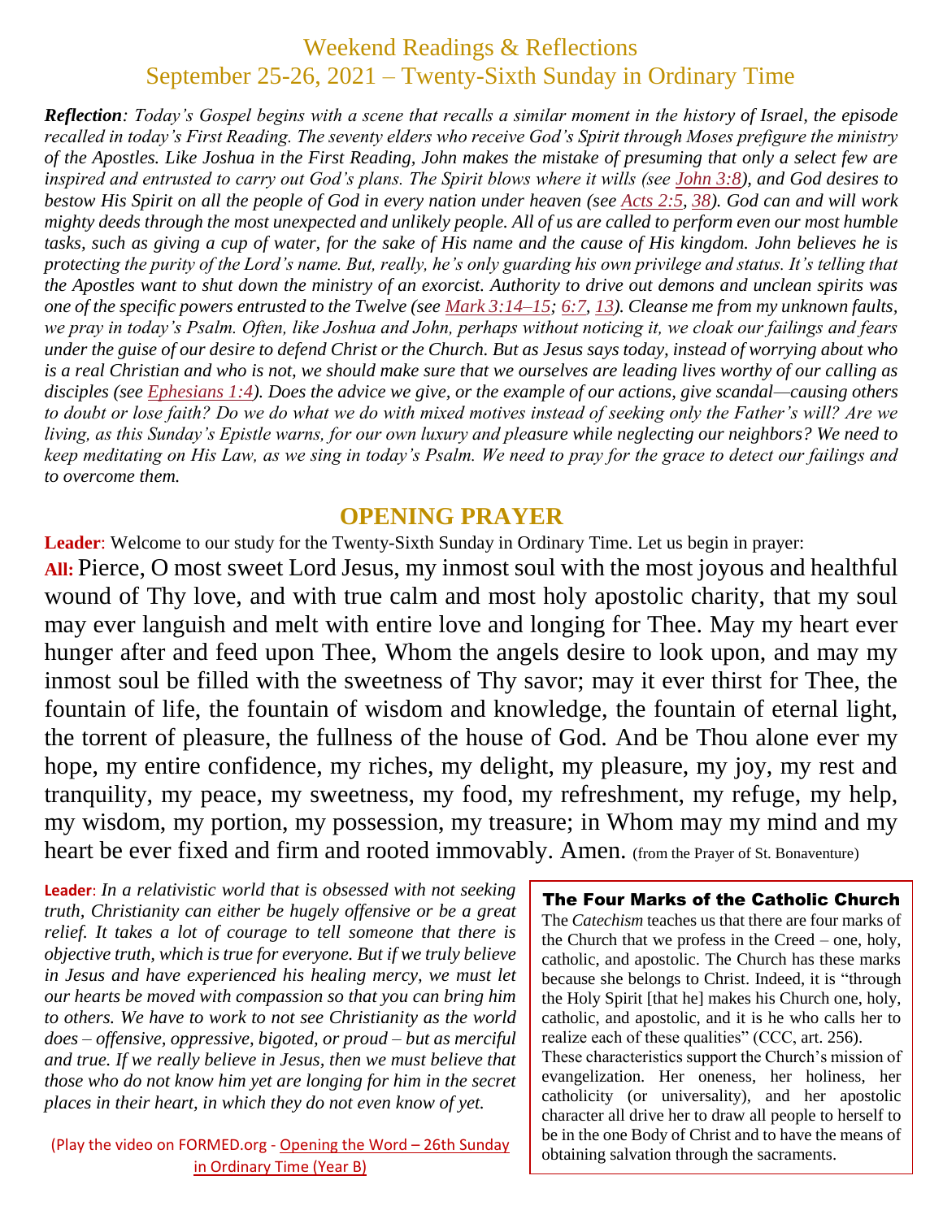# Weekend Readings & Reflections
## September 25-26, 2021 – Twenty-Sixth Sunday in Ordinary Time

***Reflection**: Today's Gospel begins with a scene that recalls a similar moment in the history of Israel, the episode recalled in today's First Reading. The seventy elders who receive God's Spirit through Moses prefigure the ministry of the Apostles. Like Joshua in the First Reading, John makes the mistake of presuming that only a select few are inspired and entrusted to carry out God's plans. The Spirit blows where it wills (see John 3:8), and God desires to bestow His Spirit on all the people of God in every nation under heaven (see Acts 2:5, 38). God can and will work mighty deeds through the most unexpected and unlikely people. All of us are called to perform even our most humble tasks, such as giving a cup of water, for the sake of His name and the cause of His kingdom. John believes he is protecting the purity of the Lord's name. But, really, he's only guarding his own privilege and status. It's telling that the Apostles want to shut down the ministry of an exorcist. Authority to drive out demons and unclean spirits was one of the specific powers entrusted to the Twelve (see Mark 3:14–15; 6:7, 13). Cleanse me from my unknown faults, we pray in today's Psalm. Often, like Joshua and John, perhaps without noticing it, we cloak our failings and fears under the guise of our desire to defend Christ or the Church. But as Jesus says today, instead of worrying about who is a real Christian and who is not, we should make sure that we ourselves are leading lives worthy of our calling as disciples (see Ephesians 1:4). Does the advice we give, or the example of our actions, give scandal—causing others to doubt or lose faith? Do we do what we do with mixed motives instead of seeking only the Father's will? Are we living, as this Sunday's Epistle warns, for our own luxury and pleasure while neglecting our neighbors? We need to keep meditating on His Law, as we sing in today's Psalm. We need to pray for the grace to detect our failings and to overcome them.*

## OPENING PRAYER

**Leader**: Welcome to our study for the Twenty-Sixth Sunday in Ordinary Time. Let us begin in prayer:

**All:** Pierce, O most sweet Lord Jesus, my inmost soul with the most joyous and healthful wound of Thy love, and with true calm and most holy apostolic charity, that my soul may ever languish and melt with entire love and longing for Thee. May my heart ever hunger after and feed upon Thee, Whom the angels desire to look upon, and may my inmost soul be filled with the sweetness of Thy savor; may it ever thirst for Thee, the fountain of life, the fountain of wisdom and knowledge, the fountain of eternal light, the torrent of pleasure, the fullness of the house of God. And be Thou alone ever my hope, my entire confidence, my riches, my delight, my pleasure, my joy, my rest and tranquility, my peace, my sweetness, my food, my refreshment, my refuge, my help, my wisdom, my portion, my possession, my treasure; in Whom may my mind and my heart be ever fixed and firm and rooted immovably. Amen. (from the Prayer of St. Bonaventure)

**Leader**: *In a relativistic world that is obsessed with not seeking truth, Christianity can either be hugely offensive or be a great relief. It takes a lot of courage to tell someone that there is objective truth, which is true for everyone. But if we truly believe in Jesus and have experienced his healing mercy, we must let our hearts be moved with compassion so that you can bring him to others. We have to work to not see Christianity as the world does – offensive, oppressive, bigoted, or proud – but as merciful and true. If we really believe in Jesus, then we must believe that those who do not know him yet are longing for him in the secret places in their heart, in which they do not even know of yet.*

(Play the video on FORMED.org - Opening the Word – 26th Sunday in Ordinary Time (Year B))

### The Four Marks of the Catholic Church

The *Catechism* teaches us that there are four marks of the Church that we profess in the Creed – one, holy, catholic, and apostolic. The Church has these marks because she belongs to Christ. Indeed, it is "through the Holy Spirit [that he] makes his Church one, holy, catholic, and apostolic, and it is he who calls her to realize each of these qualities" (CCC, art. 256).

These characteristics support the Church's mission of evangelization. Her oneness, her holiness, her catholicity (or universality), and her apostolic character all drive her to draw all people to herself to be in the one Body of Christ and to have the means of obtaining salvation through the sacraments.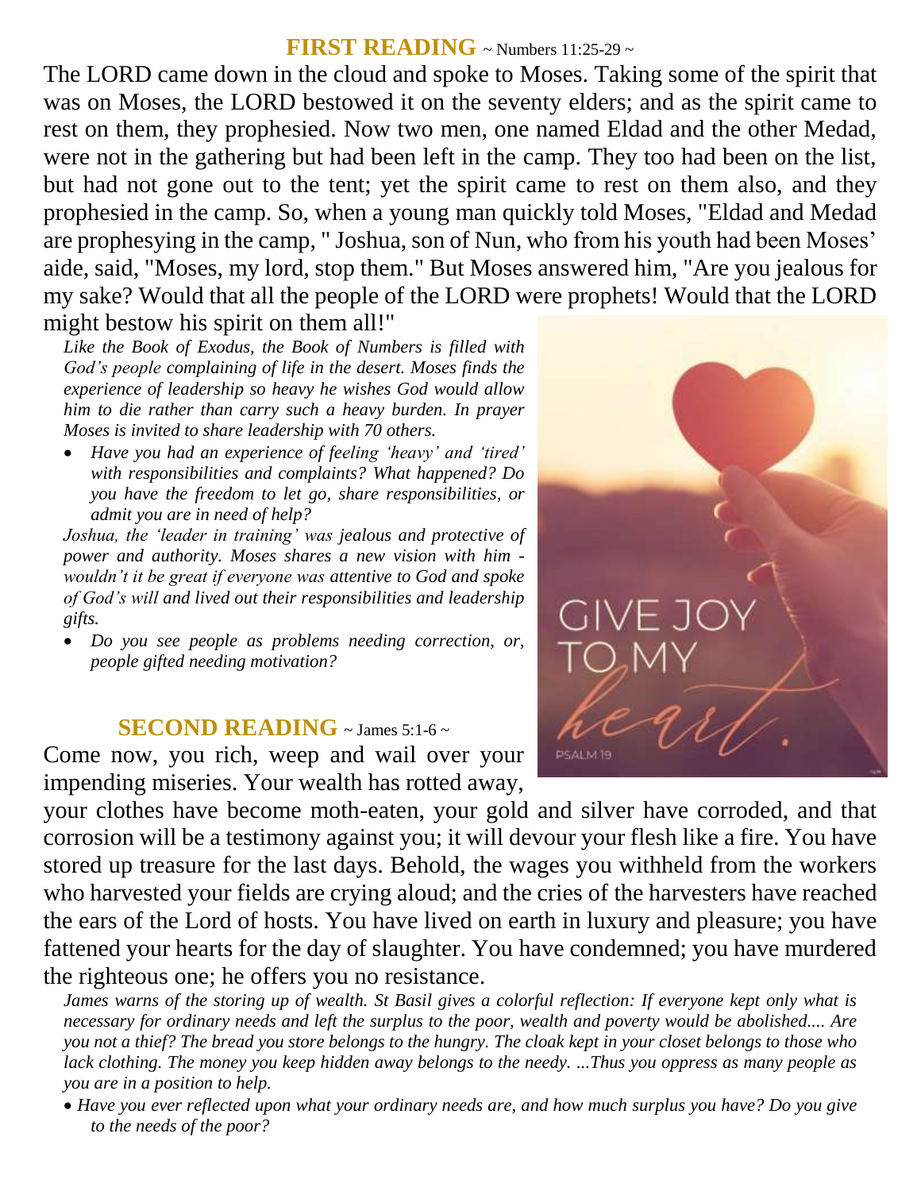## FIRST READING ~ Numbers 11:25-29 ~

The LORD came down in the cloud and spoke to Moses. Taking some of the spirit that was on Moses, the LORD bestowed it on the seventy elders; and as the spirit came to rest on them, they prophesied. Now two men, one named Eldad and the other Medad, were not in the gathering but had been left in the camp. They too had been on the list, but had not gone out to the tent; yet the spirit came to rest on them also, and they prophesied in the camp. So, when a young man quickly told Moses, "Eldad and Medad are prophesying in the camp, " Joshua, son of Nun, who from his youth had been Moses' aide, said, "Moses, my lord, stop them." But Moses answered him, "Are you jealous for my sake? Would that all the people of the LORD were prophets! Would that the LORD might bestow his spirit on them all!"

*Like the Book of Exodus, the Book of Numbers is filled with God's people complaining of life in the desert. Moses finds the experience of leadership so heavy he wishes God would allow him to die rather than carry such a heavy burden. In prayer Moses is invited to share leadership with 70 others.*

- *Have you had an experience of feeling 'heavy' and 'tired' with responsibilities and complaints? What happened? Do you have the freedom to let go, share responsibilities, or admit you are in need of help?*

*Joshua, the 'leader in training' was jealous and protective of power and authority. Moses shares a new vision with him - wouldn't it be great if everyone was attentive to God and spoke of God's will and lived out their responsibilities and leadership gifts.*

- *Do you see people as problems needing correction, or, people gifted needing motivation?*

## SECOND READING ~ James 5:1-6 ~

Come now, you rich, weep and wail over your impending miseries. Your wealth has rotted away, your clothes have become moth-eaten, your gold and silver have corroded, and that corrosion will be a testimony against you; it will devour your flesh like a fire. You have stored up treasure for the last days. Behold, the wages you withheld from the workers who harvested your fields are crying aloud; and the cries of the harvesters have reached the ears of the Lord of hosts. You have lived on earth in luxury and pleasure; you have fattened your hearts for the day of slaughter. You have condemned; you have murdered the righteous one; he offers you no resistance.

*James warns of the storing up of wealth. St Basil gives a colorful reflection: If everyone kept only what is necessary for ordinary needs and left the surplus to the poor, wealth and poverty would be abolished.... Are you not a thief? The bread you store belongs to the hungry. The cloak kept in your closet belongs to those who lack clothing. The money you keep hidden away belongs to the needy. ...Thus you oppress as many people as you are in a position to help.*

- *Have you ever reflected upon what your ordinary needs are, and how much surplus you have? Do you give to the needs of the poor?*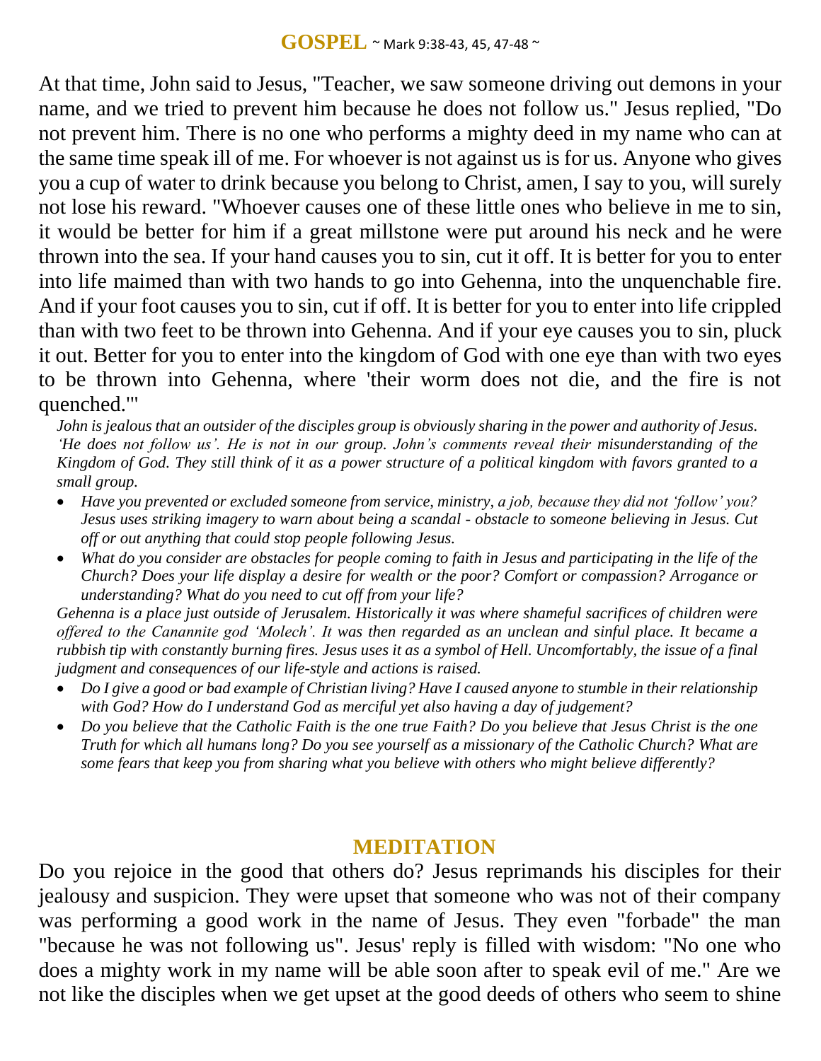## **GOSPEL** ~ Mark 9:38-43, 45, 47-48 ~

At that time, John said to Jesus, "Teacher, we saw someone driving out demons in your name, and we tried to prevent him because he does not follow us." Jesus replied, "Do not prevent him. There is no one who performs a mighty deed in my name who can at the same time speak ill of me. For whoever is not against us is for us. Anyone who gives you a cup of water to drink because you belong to Christ, amen, I say to you, will surely not lose his reward. "Whoever causes one of these little ones who believe in me to sin, it would be better for him if a great millstone were put around his neck and he were thrown into the sea. If your hand causes you to sin, cut it off. It is better for you to enter into life maimed than with two hands to go into Gehenna, into the unquenchable fire. And if your foot causes you to sin, cut if off. It is better for you to enter into life crippled than with two feet to be thrown into Gehenna. And if your eye causes you to sin, pluck it out. Better for you to enter into the kingdom of God with one eye than with two eyes to be thrown into Gehenna, where 'their worm does not die, and the fire is not quenched.'"

*John is jealous that an outsider of the disciples group is obviously sharing in the power and authority of Jesus. 'He does not follow us'. He is not in our group. John's comments reveal their misunderstanding of the Kingdom of God. They still think of it as a power structure of a political kingdom with favors granted to a small group.*

- *Have you prevented or excluded someone from service, ministry, a job, because they did not 'follow' you? Jesus uses striking imagery to warn about being a scandal - obstacle to someone believing in Jesus. Cut off or out anything that could stop people following Jesus.*
- *What do you consider are obstacles for people coming to faith in Jesus and participating in the life of the Church? Does your life display a desire for wealth or the poor? Comfort or compassion? Arrogance or understanding? What do you need to cut off from your life?*

*Gehenna is a place just outside of Jerusalem. Historically it was where shameful sacrifices of children were offered to the Canannite god 'Molech'. It was then regarded as an unclean and sinful place. It became a rubbish tip with constantly burning fires. Jesus uses it as a symbol of Hell. Uncomfortably, the issue of a final judgment and consequences of our life-style and actions is raised.*

- *Do I give a good or bad example of Christian living? Have I caused anyone to stumble in their relationship with God? How do I understand God as merciful yet also having a day of judgement?*
- *Do you believe that the Catholic Faith is the one true Faith? Do you believe that Jesus Christ is the one Truth for which all humans long? Do you see yourself as a missionary of the Catholic Church? What are some fears that keep you from sharing what you believe with others who might believe differently?*

## **MEDITATION**

Do you rejoice in the good that others do? Jesus reprimands his disciples for their jealousy and suspicion. They were upset that someone who was not of their company was performing a good work in the name of Jesus. They even "forbade" the man "because he was not following us". Jesus' reply is filled with wisdom: "No one who does a mighty work in my name will be able soon after to speak evil of me." Are we not like the disciples when we get upset at the good deeds of others who seem to shine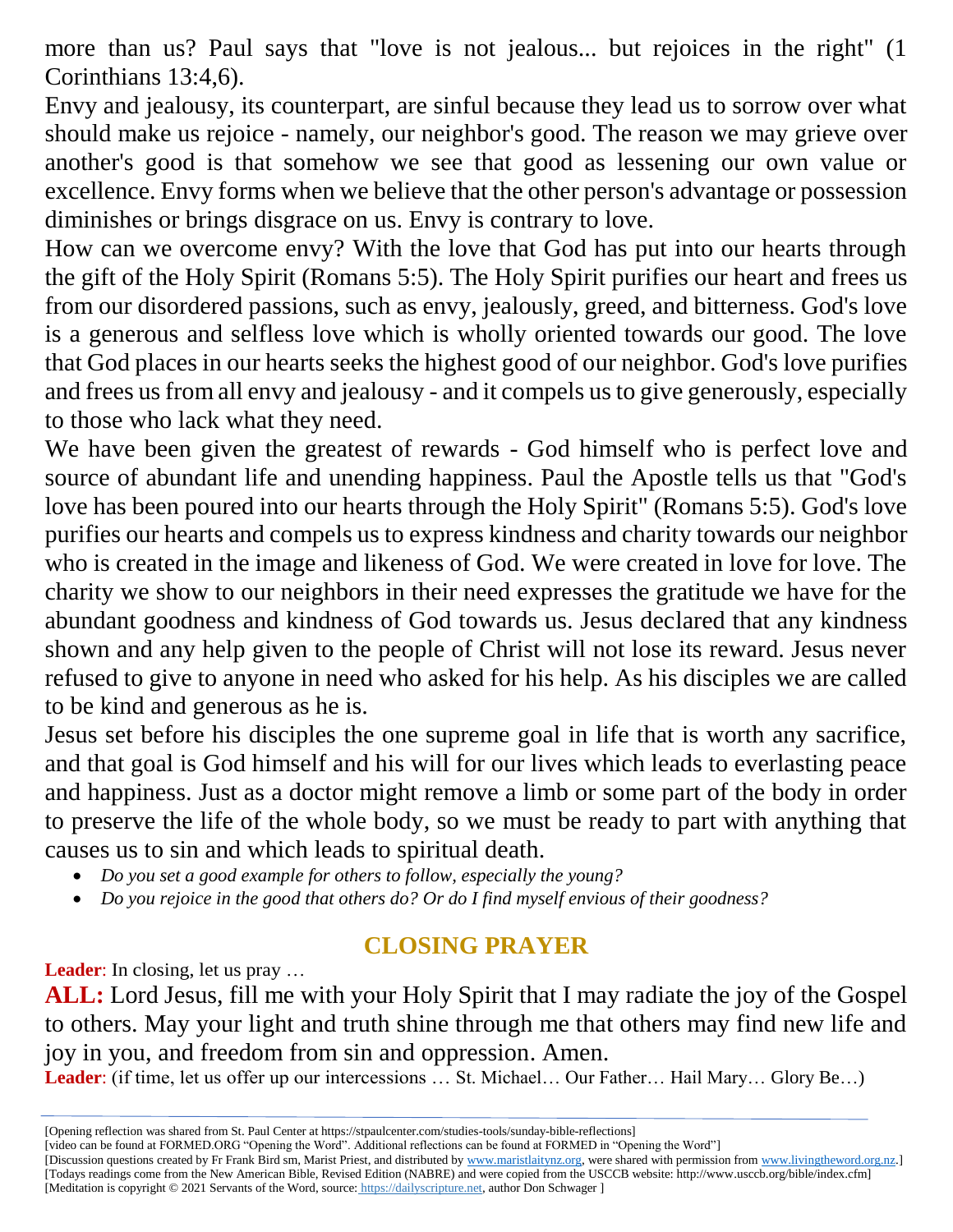more than us? Paul says that "love is not jealous... but rejoices in the right" (1 Corinthians 13:4,6).

Envy and jealousy, its counterpart, are sinful because they lead us to sorrow over what should make us rejoice - namely, our neighbor's good. The reason we may grieve over another's good is that somehow we see that good as lessening our own value or excellence. Envy forms when we believe that the other person's advantage or possession diminishes or brings disgrace on us. Envy is contrary to love.

How can we overcome envy? With the love that God has put into our hearts through the gift of the Holy Spirit (Romans 5:5). The Holy Spirit purifies our heart and frees us from our disordered passions, such as envy, jealously, greed, and bitterness. God's love is a generous and selfless love which is wholly oriented towards our good. The love that God places in our hearts seeks the highest good of our neighbor. God's love purifies and frees us from all envy and jealousy - and it compels us to give generously, especially to those who lack what they need.

We have been given the greatest of rewards - God himself who is perfect love and source of abundant life and unending happiness. Paul the Apostle tells us that "God's love has been poured into our hearts through the Holy Spirit" (Romans 5:5). God's love purifies our hearts and compels us to express kindness and charity towards our neighbor who is created in the image and likeness of God. We were created in love for love. The charity we show to our neighbors in their need expresses the gratitude we have for the abundant goodness and kindness of God towards us. Jesus declared that any kindness shown and any help given to the people of Christ will not lose its reward. Jesus never refused to give to anyone in need who asked for his help. As his disciples we are called to be kind and generous as he is.

Jesus set before his disciples the one supreme goal in life that is worth any sacrifice, and that goal is God himself and his will for our lives which leads to everlasting peace and happiness. Just as a doctor might remove a limb or some part of the body in order to preserve the life of the whole body, so we must be ready to part with anything that causes us to sin and which leads to spiritual death.

- *Do you set a good example for others to follow, especially the young?*
- *Do you rejoice in the good that others do? Or do I find myself envious of their goodness?*

## CLOSING PRAYER

**Leader**: In closing, let us pray …

**ALL:** Lord Jesus, fill me with your Holy Spirit that I may radiate the joy of the Gospel to others. May your light and truth shine through me that others may find new life and joy in you, and freedom from sin and oppression. Amen.

**Leader**: (if time, let us offer up our intercessions … St. Michael… Our Father… Hail Mary… Glory Be…)

---

[Opening reflection was shared from St. Paul Center at https://stpaulcenter.com/studies-tools/sunday-bible-reflections]
[video can be found at FORMED.ORG "Opening the Word". Additional reflections can be found at FORMED in "Opening the Word"]
[Discussion questions created by Fr Frank Bird sm, Marist Priest, and distributed by www.maristlaitynz.org, were shared with permission from www.livingtheword.org.nz.]
[Todays readings come from the New American Bible, Revised Edition (NABRE) and were copied from the USCCB website: http://www.usccb.org/bible/index.cfm]
[Meditation is copyright © 2021 Servants of the Word, source: https://dailyscripture.net, author Don Schwager ]